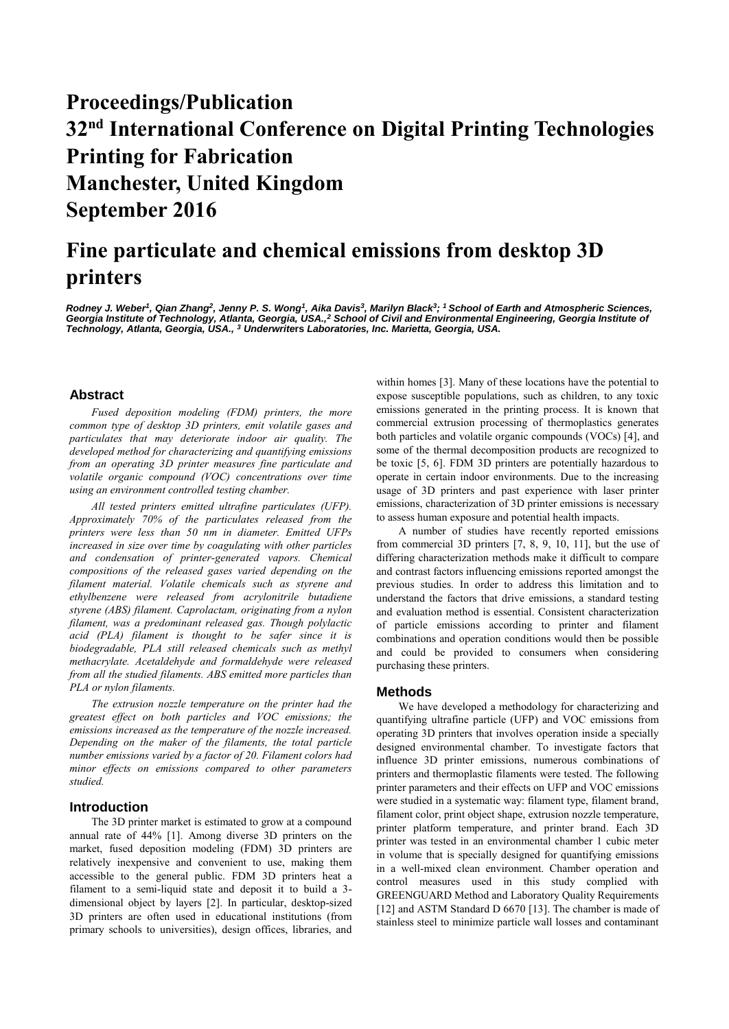# Proceedings/Publication
# 32nd International Conference on Digital Printing Technologies
# Printing for Fabrication
# Manchester, United Kingdom
# September 2016

# Fine particulate and chemical emissions from desktop 3D printers

***Rodney J. Weber[1], Qian Zhang[2], Jenny P. S. Wong[1], Aika Davis[3], Marilyn Black[3]; [1] School of Earth and Atmospheric Sciences, Georgia Institute of Technology, Atlanta, Georgia, USA.,[2] School of Civil and Environmental Engineering, Georgia Institute of Technology, Atlanta, Georgia, USA., [3] Underwriters Laboratories, Inc. Marietta, Georgia, USA.***

## Abstract

*Fused deposition modeling (FDM) printers, the more common type of desktop 3D printers, emit volatile gases and particulates that may deteriorate indoor air quality. The developed method for characterizing and quantifying emissions from an operating 3D printer measures fine particulate and volatile organic compound (VOC) concentrations over time using an environment controlled testing chamber.*

*All tested printers emitted ultrafine particulates (UFP). Approximately 70% of the particulates released from the printers were less than 50 nm in diameter. Emitted UFPs increased in size over time by coagulating with other particles and condensation of printer-generated vapors. Chemical compositions of the released gases varied depending on the filament material. Volatile chemicals such as styrene and ethylbenzene were released from acrylonitrile butadiene styrene (ABS) filament. Caprolactam, originating from a nylon filament, was a predominant released gas. Though polylactic acid (PLA) filament is thought to be safer since it is biodegradable, PLA still released chemicals such as methyl methacrylate. Acetaldehyde and formaldehyde were released from all the studied filaments. ABS emitted more particles than PLA or nylon filaments.*

*The extrusion nozzle temperature on the printer had the greatest effect on both particles and VOC emissions; the emissions increased as the temperature of the nozzle increased. Depending on the maker of the filaments, the total particle number emissions varied by a factor of 20. Filament colors had minor effects on emissions compared to other parameters studied.*

## Introduction

The 3D printer market is estimated to grow at a compound annual rate of 44% [1]. Among diverse 3D printers on the market, fused deposition modeling (FDM) 3D printers are relatively inexpensive and convenient to use, making them accessible to the general public. FDM 3D printers heat a filament to a semi-liquid state and deposit it to build a 3-dimensional object by layers [2]. In particular, desktop-sized 3D printers are often used in educational institutions (from primary schools to universities), design offices, libraries, and within homes [3]. Many of these locations have the potential to expose susceptible populations, such as children, to any toxic emissions generated in the printing process. It is known that commercial extrusion processing of thermoplastics generates both particles and volatile organic compounds (VOCs) [4], and some of the thermal decomposition products are recognized to be toxic [5, 6]. FDM 3D printers are potentially hazardous to operate in certain indoor environments. Due to the increasing usage of 3D printers and past experience with laser printer emissions, characterization of 3D printer emissions is necessary to assess human exposure and potential health impacts.

A number of studies have recently reported emissions from commercial 3D printers [7, 8, 9, 10, 11], but the use of differing characterization methods make it difficult to compare and contrast factors influencing emissions reported amongst the previous studies. In order to address this limitation and to understand the factors that drive emissions, a standard testing and evaluation method is essential. Consistent characterization of particle emissions according to printer and filament combinations and operation conditions would then be possible and could be provided to consumers when considering purchasing these printers.

## Methods

We have developed a methodology for characterizing and quantifying ultrafine particle (UFP) and VOC emissions from operating 3D printers that involves operation inside a specially designed environmental chamber. To investigate factors that influence 3D printer emissions, numerous combinations of printers and thermoplastic filaments were tested. The following printer parameters and their effects on UFP and VOC emissions were studied in a systematic way: filament type, filament brand, filament color, print object shape, extrusion nozzle temperature, printer platform temperature, and printer brand. Each 3D printer was tested in an environmental chamber 1 cubic meter in volume that is specially designed for quantifying emissions in a well-mixed clean environment. Chamber operation and control measures used in this study complied with GREENGUARD Method and Laboratory Quality Requirements [12] and ASTM Standard D 6670 [13]. The chamber is made of stainless steel to minimize particle wall losses and contaminant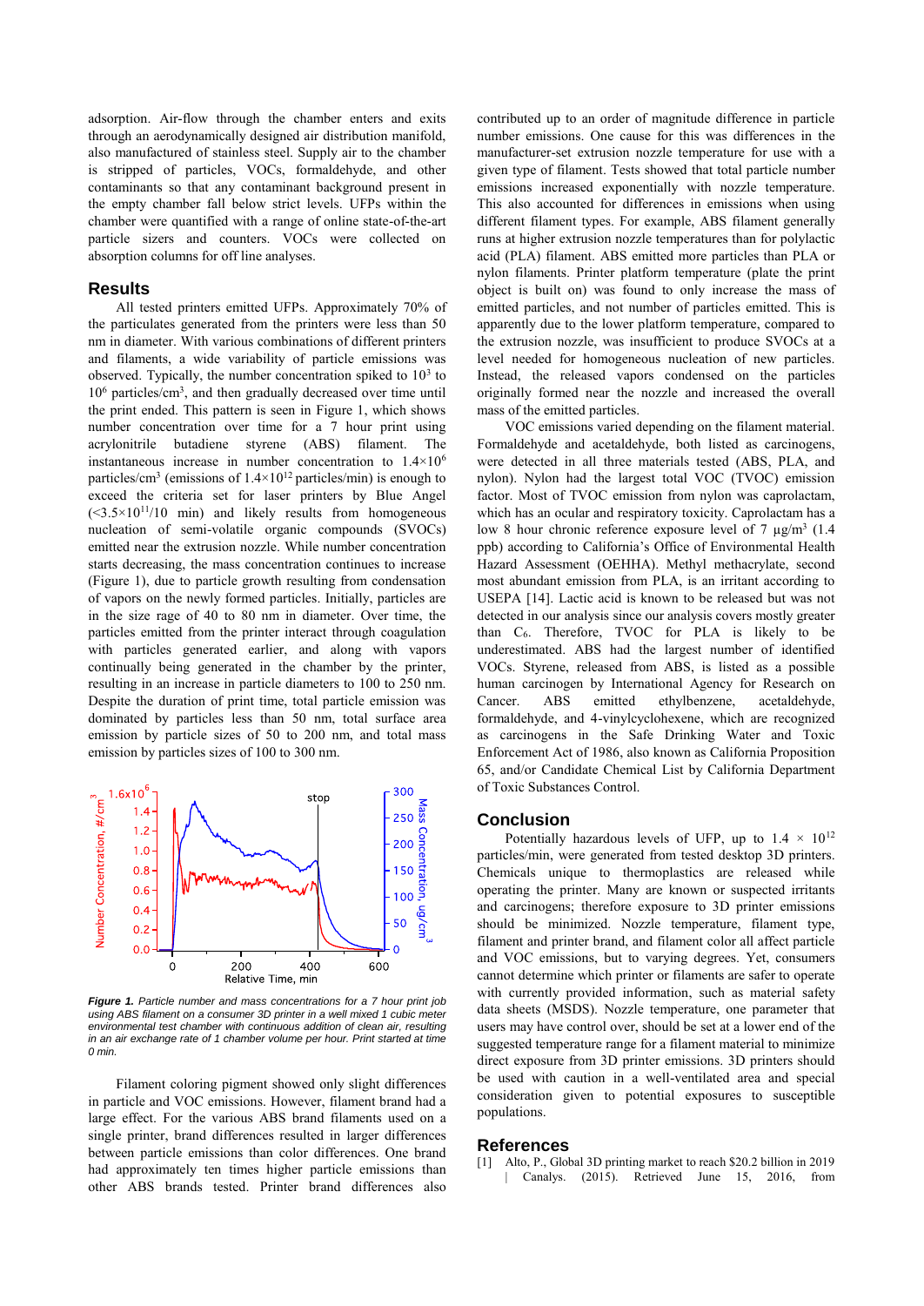adsorption. Air-flow through the chamber enters and exits through an aerodynamically designed air distribution manifold, also manufactured of stainless steel. Supply air to the chamber is stripped of particles, VOCs, formaldehyde, and other contaminants so that any contaminant background present in the empty chamber fall below strict levels. UFPs within the chamber were quantified with a range of online state-of-the-art particle sizers and counters. VOCs were collected on absorption columns for off line analyses.

## Results

All tested printers emitted UFPs. Approximately 70% of the particulates generated from the printers were less than 50 nm in diameter. With various combinations of different printers and filaments, a wide variability of particle emissions was observed. Typically, the number concentration spiked to $10^3$ to $10^6$ particles/cm$^3$, and then gradually decreased over time until the print ended. This pattern is seen in Figure 1, which shows number concentration over time for a 7 hour print using acrylonitrile butadiene styrene (ABS) filament. The instantaneous increase in number concentration to $1.4\times10^6$ particles/cm$^3$ (emissions of $1.4\times10^{12}$ particles/min) is enough to exceed the criteria set for laser printers by Blue Angel ($<3.5\times10^{11}$/10 min) and likely results from homogeneous nucleation of semi-volatile organic compounds (SVOCs) emitted near the extrusion nozzle. While number concentration starts decreasing, the mass concentration continues to increase (Figure 1), due to particle growth resulting from condensation of vapors on the newly formed particles. Initially, particles are in the size rage of 40 to 80 nm in diameter. Over time, the particles emitted from the printer interact through coagulation with particles generated earlier, and along with vapors continually being generated in the chamber by the printer, resulting in an increase in particle diameters to 100 to 250 nm. Despite the duration of print time, total particle emission was dominated by particles less than 50 nm, total surface area emission by particle sizes of 50 to 200 nm, and total mass emission by particles sizes of 100 to 300 nm.

*Figure 1. Particle number and mass concentrations for a 7 hour print job using ABS filament on a consumer 3D printer in a well mixed 1 cubic meter environmental test chamber with continuous addition of clean air, resulting in an air exchange rate of 1 chamber volume per hour. Print started at time 0 min.*

Filament coloring pigment showed only slight differences in particle and VOC emissions. However, filament brand had a large effect. For the various ABS brand filaments used on a single printer, brand differences resulted in larger differences between particle emissions than color differences. One brand had approximately ten times higher particle emissions than other ABS brands tested. Printer brand differences also contributed up to an order of magnitude difference in particle number emissions. One cause for this was differences in the manufacturer-set extrusion nozzle temperature for use with a given type of filament. Tests showed that total particle number emissions increased exponentially with nozzle temperature. This also accounted for differences in emissions when using different filament types. For example, ABS filament generally runs at higher extrusion nozzle temperatures than for polylactic acid (PLA) filament. ABS emitted more particles than PLA or nylon filaments. Printer platform temperature (plate the print object is built on) was found to only increase the mass of emitted particles, and not number of particles emitted. This is apparently due to the lower platform temperature, compared to the extrusion nozzle, was insufficient to produce SVOCs at a level needed for homogeneous nucleation of new particles. Instead, the released vapors condensed on the particles originally formed near the nozzle and increased the overall mass of the emitted particles.

VOC emissions varied depending on the filament material. Formaldehyde and acetaldehyde, both listed as carcinogens, were detected in all three materials tested (ABS, PLA, and nylon). Nylon had the largest total VOC (TVOC) emission factor. Most of TVOC emission from nylon was caprolactam, which has an ocular and respiratory toxicity. Caprolactam has a low 8 hour chronic reference exposure level of 7 µg/m$^3$ (1.4 ppb) according to California's Office of Environmental Health Hazard Assessment (OEHHA). Methyl methacrylate, second most abundant emission from PLA, is an irritant according to USEPA [14]. Lactic acid is known to be released but was not detected in our analysis since our analysis covers mostly greater than $C_6$. Therefore, TVOC for PLA is likely to be underestimated. ABS had the largest number of identified VOCs. Styrene, released from ABS, is listed as a possible human carcinogen by International Agency for Research on Cancer. ABS emitted ethylbenzene, acetaldehyde, formaldehyde, and 4-vinylcyclohexene, which are recognized as carcinogens in the Safe Drinking Water and Toxic Enforcement Act of 1986, also known as California Proposition 65, and/or Candidate Chemical List by California Department of Toxic Substances Control.

## Conclusion

Potentially hazardous levels of UFP, up to $1.4\times10^{12}$ particles/min, were generated from tested desktop 3D printers. Chemicals unique to thermoplastics are released while operating the printer. Many are known or suspected irritants and carcinogens; therefore exposure to 3D printer emissions should be minimized. Nozzle temperature, filament type, filament and printer brand, and filament color all affect particle and VOC emissions, but to varying degrees. Yet, consumers cannot determine which printer or filaments are safer to operate with currently provided information, such as material safety data sheets (MSDS). Nozzle temperature, one parameter that users may have control over, should be set at a lower end of the suggested temperature range for a filament material to minimize direct exposure from 3D printer emissions. 3D printers should be used with caution in a well-ventilated area and special consideration given to potential exposures to susceptible populations.

## References

[1] Alto, P., Global 3D printing market to reach $20.2 billion in 2019 | Canalys. (2015). Retrieved June 15, 2016, from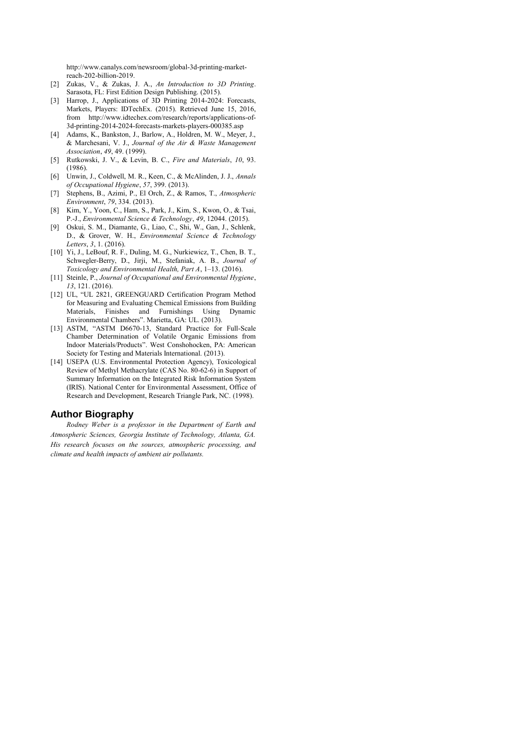http://www.canalys.com/newsroom/global-3d-printing-market-reach-202-billion-2019.

[2] Zukas, V., & Zukas, J. A., *An Introduction to 3D Printing*. Sarasota, FL: First Edition Design Publishing. (2015).

[3] Harrop, J., Applications of 3D Printing 2014-2024: Forecasts, Markets, Players: IDTechEx. (2015). Retrieved June 15, 2016, from http://www.idtechex.com/research/reports/applications-of-3d-printing-2014-2024-forecasts-markets-players-000385.asp

[4] Adams, K., Bankston, J., Barlow, A., Holdren, M. W., Meyer, J., & Marchesani, V. J., *Journal of the Air & Waste Management Association*, *49*, 49. (1999).

[5] Rutkowski, J. V., & Levin, B. C., *Fire and Materials*, *10*, 93. (1986).

[6] Unwin, J., Coldwell, M. R., Keen, C., & McAlinden, J. J., *Annals of Occupational Hygiene*, *57*, 399. (2013).

[7] Stephens, B., Azimi, P., El Orch, Z., & Ramos, T., *Atmospheric Environment*, *79*, 334. (2013).

[8] Kim, Y., Yoon, C., Ham, S., Park, J., Kim, S., Kwon, O., & Tsai, P.-J., *Environmental Science & Technology*, *49*, 12044. (2015).

[9] Oskui, S. M., Diamante, G., Liao, C., Shi, W., Gan, J., Schlenk, D., & Grover, W. H., *Environmental Science & Technology Letters*, *3*, 1. (2016).

[10] Yi, J., LeBouf, R. F., Duling, M. G., Nurkiewicz, T., Chen, B. T., Schwegler-Berry, D., Jirji, M., Stefaniak, A. B., *Journal of Toxicology and Environmental Health, Part A*, 1–13. (2016).

[11] Steinle, P., *Journal of Occupational and Environmental Hygiene*, *13*, 121. (2016).

[12] UL, "UL 2821, GREENGUARD Certification Program Method for Measuring and Evaluating Chemical Emissions from Building Materials, Finishes and Furnishings Using Dynamic Environmental Chambers". Marietta, GA: UL. (2013).

[13] ASTM, "ASTM D6670-13, Standard Practice for Full-Scale Chamber Determination of Volatile Organic Emissions from Indoor Materials/Products". West Conshohocken, PA: American Society for Testing and Materials International. (2013).

[14] USEPA (U.S. Environmental Protection Agency), Toxicological Review of Methyl Methacrylate (CAS No. 80-62-6) in Support of Summary Information on the Integrated Risk Information System (IRIS). National Center for Environmental Assessment, Office of Research and Development, Research Triangle Park, NC. (1998).

## Author Biography

*Rodney Weber is a professor in the Department of Earth and Atmospheric Sciences, Georgia Institute of Technology, Atlanta, GA. His research focuses on the sources, atmospheric processing, and climate and health impacts of ambient air pollutants.*